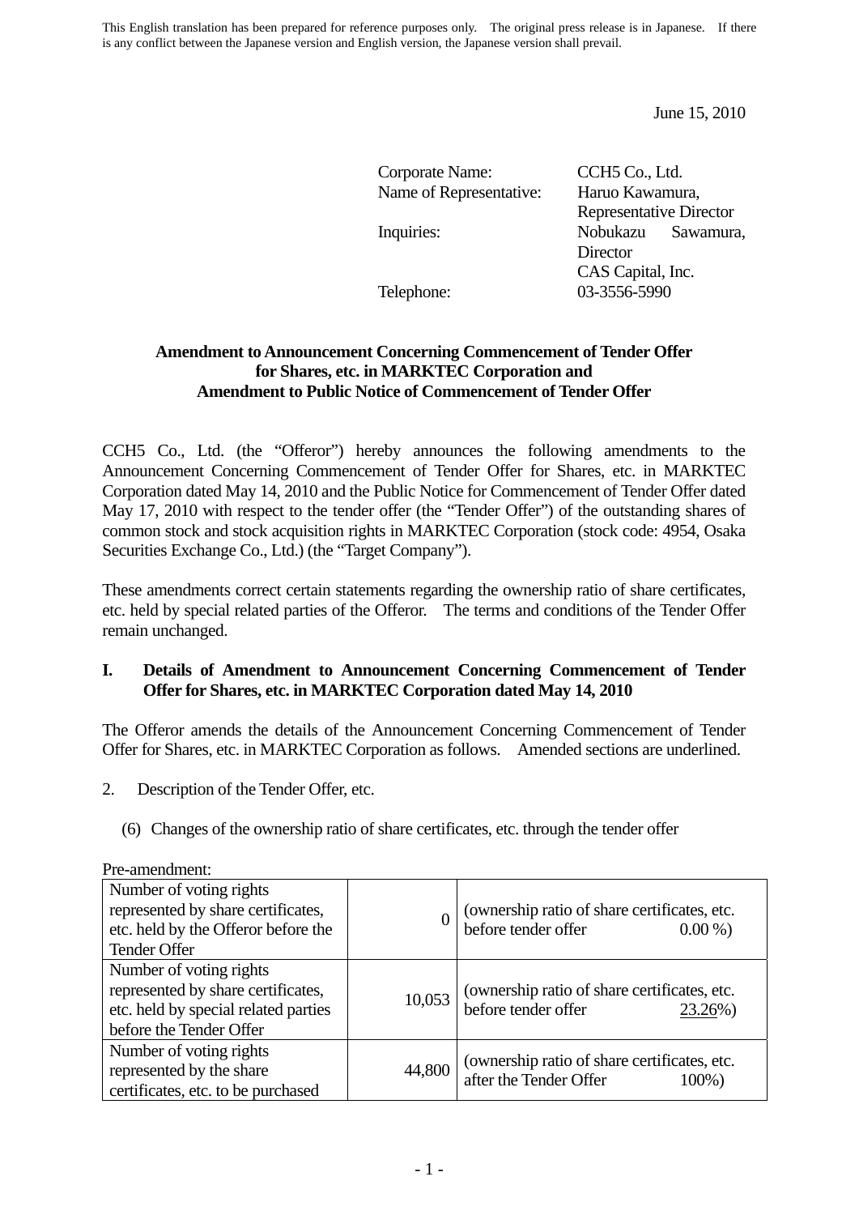This English translation has been prepared for reference purposes only. The original press release is in Japanese. If there is any conflict between the Japanese version and English version, the Japanese version shall prevail.

June 15, 2010

Corporate Name: CCH5 Co., Ltd.
Name of Representative: Haruo Kawamura, Representative Director
Inquiries: Nobukazu Sawamura, Director, CAS Capital, Inc.
Telephone: 03-3556-5990

**Amendment to Announcement Concerning Commencement of Tender Offer for Shares, etc. in MARKTEC Corporation and Amendment to Public Notice of Commencement of Tender Offer**

CCH5 Co., Ltd. (the "Offeror") hereby announces the following amendments to the Announcement Concerning Commencement of Tender Offer for Shares, etc. in MARKTEC Corporation dated May 14, 2010 and the Public Notice for Commencement of Tender Offer dated May 17, 2010 with respect to the tender offer (the "Tender Offer") of the outstanding shares of common stock and stock acquisition rights in MARKTEC Corporation (stock code: 4954, Osaka Securities Exchange Co., Ltd.) (the "Target Company").

These amendments correct certain statements regarding the ownership ratio of share certificates, etc. held by special related parties of the Offeror. The terms and conditions of the Tender Offer remain unchanged.

## I. Details of Amendment to Announcement Concerning Commencement of Tender Offer for Shares, etc. in MARKTEC Corporation dated May 14, 2010

The Offeror amends the details of the Announcement Concerning Commencement of Tender Offer for Shares, etc. in MARKTEC Corporation as follows. Amended sections are underlined.

2. Description of the Tender Offer, etc.

(6) Changes of the ownership ratio of share certificates, etc. through the tender offer

Pre-amendment:

| | | |
|---|---|---|
| Number of voting rights represented by share certificates, etc. held by the Offeror before the Tender Offer | 0 | (ownership ratio of share certificates, etc. before tender offer 0.00 %) |
| Number of voting rights represented by share certificates, etc. held by special related parties before the Tender Offer | 10,053 | (ownership ratio of share certificates, etc. before tender offer <u>23.26</u>%) |
| Number of voting rights represented by the share certificates, etc. to be purchased | 44,800 | (ownership ratio of share certificates, etc. after the Tender Offer 100%) |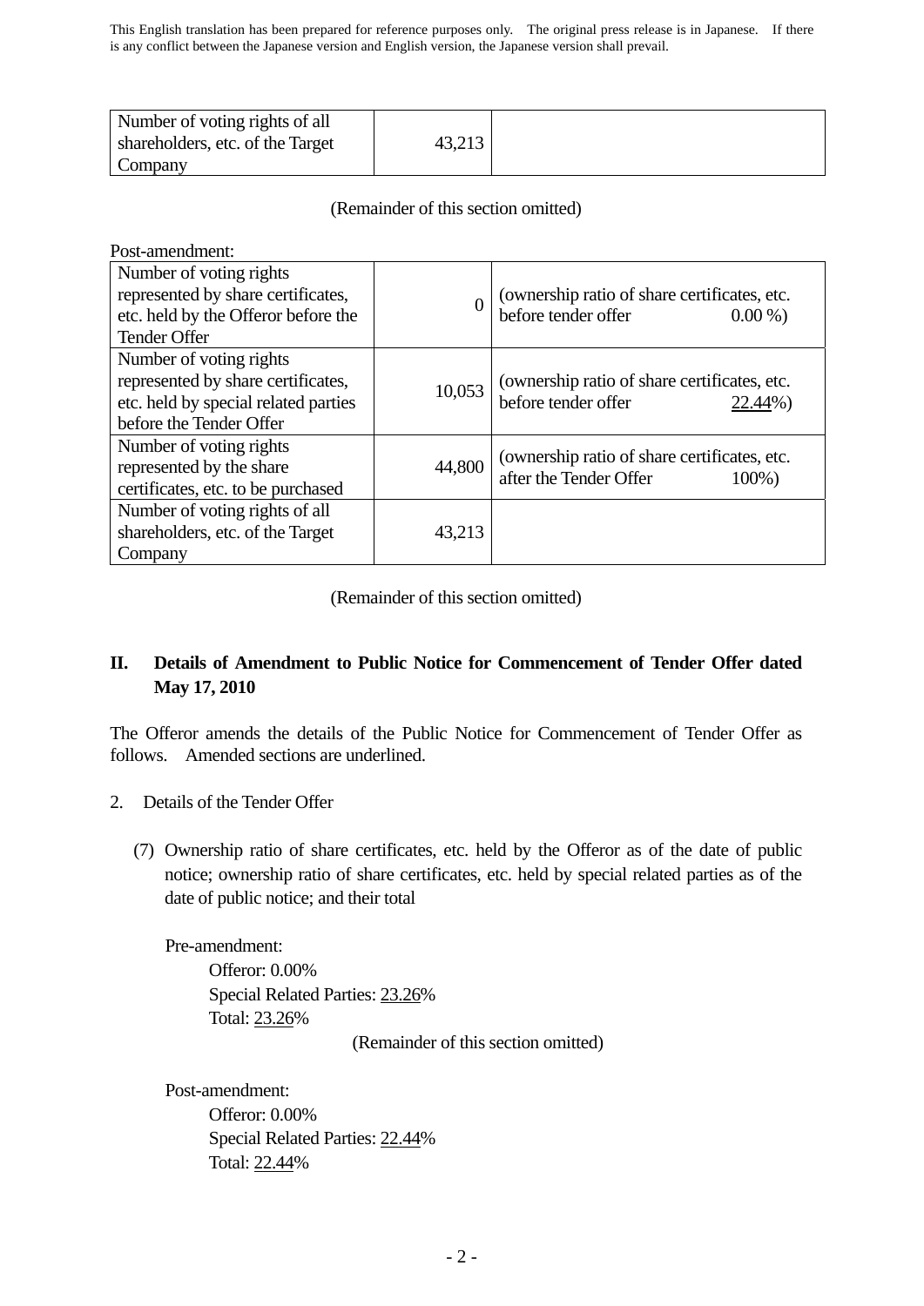This English translation has been prepared for reference purposes only. The original press release is in Japanese. If there is any conflict between the Japanese version and English version, the Japanese version shall prevail.

| | | |
|---|---|---|
| Number of voting rights of all shareholders, etc. of the Target Company | 43,213 | |

(Remainder of this section omitted)

Post-amendment:

| | | |
|---|---|---|
| Number of voting rights represented by share certificates, etc. held by the Offeror before the Tender Offer | 0 | (ownership ratio of share certificates, etc. before tender offer 0.00 %) |
| Number of voting rights represented by share certificates, etc. held by special related parties before the Tender Offer | 10,053 | (ownership ratio of share certificates, etc. before tender offer 22.44%) |
| Number of voting rights represented by the share certificates, etc. to be purchased | 44,800 | (ownership ratio of share certificates, etc. after the Tender Offer 100%) |
| Number of voting rights of all shareholders, etc. of the Target Company | 43,213 | |

(Remainder of this section omitted)

## II. Details of Amendment to Public Notice for Commencement of Tender Offer dated May 17, 2010

The Offeror amends the details of the Public Notice for Commencement of Tender Offer as follows. Amended sections are underlined.

2. Details of the Tender Offer

(7) Ownership ratio of share certificates, etc. held by the Offeror as of the date of public notice; ownership ratio of share certificates, etc. held by special related parties as of the date of public notice; and their total

Pre-amendment:

Offeror: 0.00%
Special Related Parties: 23.26%
Total: 23.26%

(Remainder of this section omitted)

Post-amendment:

Offeror: 0.00%
Special Related Parties: 22.44%
Total: 22.44%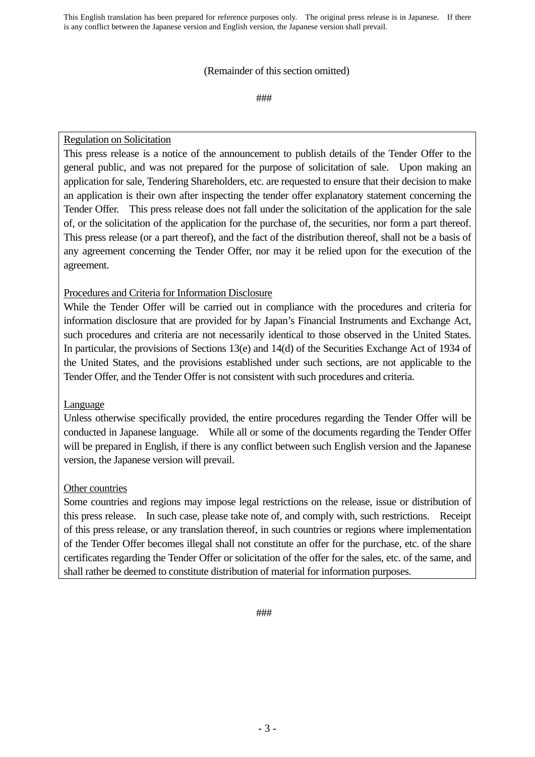(Remainder of this section omitted)

###

Regulation on Solicitation

This press release is a notice of the announcement to publish details of the Tender Offer to the general public, and was not prepared for the purpose of solicitation of sale. Upon making an application for sale, Tendering Shareholders, etc. are requested to ensure that their decision to make an application is their own after inspecting the tender offer explanatory statement concerning the Tender Offer. This press release does not fall under the solicitation of the application for the sale of, or the solicitation of the application for the purchase of, the securities, nor form a part thereof. This press release (or a part thereof), and the fact of the distribution thereof, shall not be a basis of any agreement concerning the Tender Offer, nor may it be relied upon for the execution of the agreement.

Procedures and Criteria for Information Disclosure

While the Tender Offer will be carried out in compliance with the procedures and criteria for information disclosure that are provided for by Japan's Financial Instruments and Exchange Act, such procedures and criteria are not necessarily identical to those observed in the United States. In particular, the provisions of Sections 13(e) and 14(d) of the Securities Exchange Act of 1934 of the United States, and the provisions established under such sections, are not applicable to the Tender Offer, and the Tender Offer is not consistent with such procedures and criteria.

Language

Unless otherwise specifically provided, the entire procedures regarding the Tender Offer will be conducted in Japanese language. While all or some of the documents regarding the Tender Offer will be prepared in English, if there is any conflict between such English version and the Japanese version, the Japanese version will prevail.

Other countries

Some countries and regions may impose legal restrictions on the release, issue or distribution of this press release. In such case, please take note of, and comply with, such restrictions. Receipt of this press release, or any translation thereof, in such countries or regions where implementation of the Tender Offer becomes illegal shall not constitute an offer for the purchase, etc. of the share certificates regarding the Tender Offer or solicitation of the offer for the sales, etc. of the same, and shall rather be deemed to constitute distribution of material for information purposes.

###